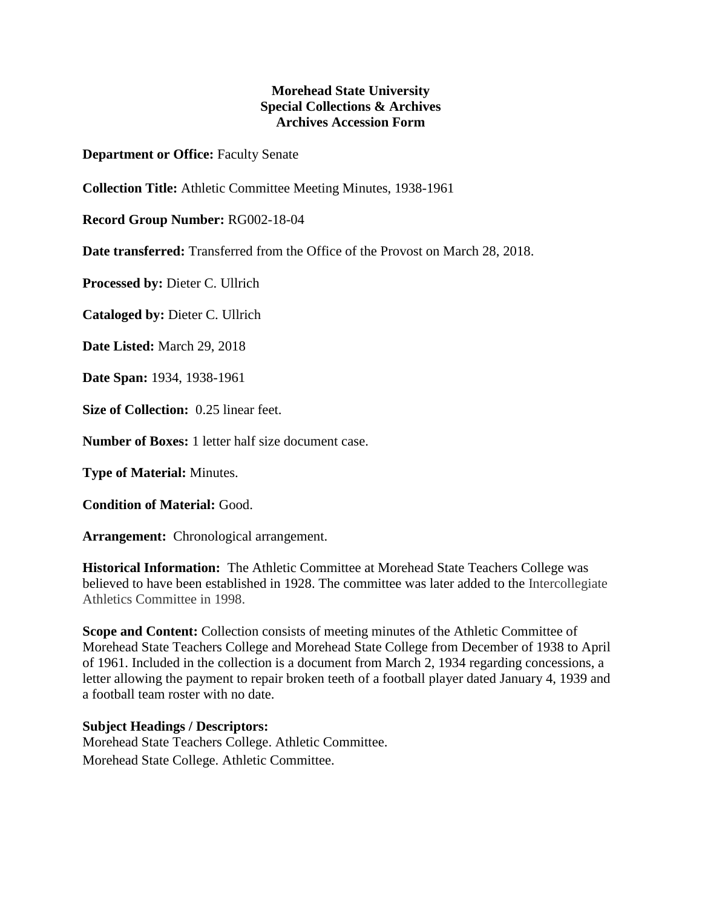**Morehead State University**
**Special Collections & Archives**
**Archives Accession Form**

**Department or Office:** Faculty Senate

**Collection Title:** Athletic Committee Meeting Minutes, 1938-1961

**Record Group Number:** RG002-18-04

**Date transferred:** Transferred from the Office of the Provost on March 28, 2018.

**Processed by:** Dieter C. Ullrich

**Cataloged by:** Dieter C. Ullrich

**Date Listed:** March 29, 2018

**Date Span:** 1934, 1938-1961

**Size of Collection:** 0.25 linear feet.

**Number of Boxes:** 1 letter half size document case.

**Type of Material:** Minutes.

**Condition of Material:** Good.

**Arrangement:** Chronological arrangement.

**Historical Information:** The Athletic Committee at Morehead State Teachers College was believed to have been established in 1928. The committee was later added to the Intercollegiate Athletics Committee in 1998.

**Scope and Content:** Collection consists of meeting minutes of the Athletic Committee of Morehead State Teachers College and Morehead State College from December of 1938 to April of 1961. Included in the collection is a document from March 2, 1934 regarding concessions, a letter allowing the payment to repair broken teeth of a football player dated January 4, 1939 and a football team roster with no date.

**Subject Headings / Descriptors:**
Morehead State Teachers College. Athletic Committee.
Morehead State College. Athletic Committee.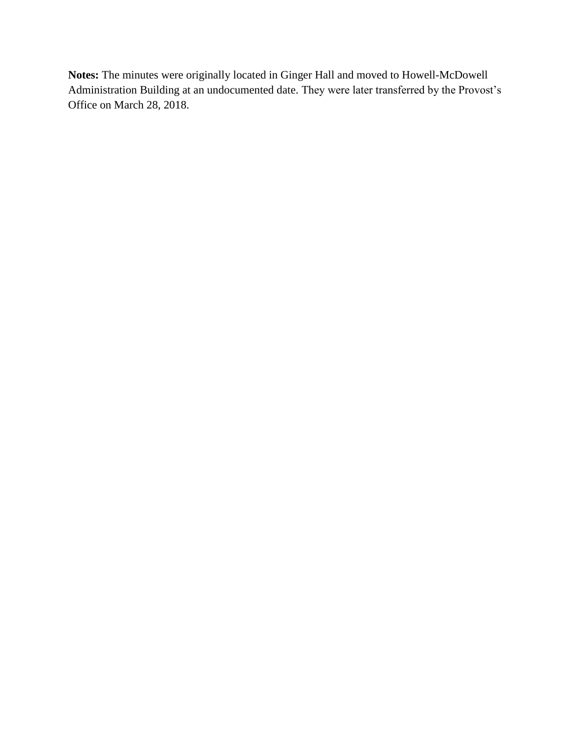**Notes:** The minutes were originally located in Ginger Hall and moved to Howell-McDowell Administration Building at an undocumented date. They were later transferred by the Provost's Office on March 28, 2018.